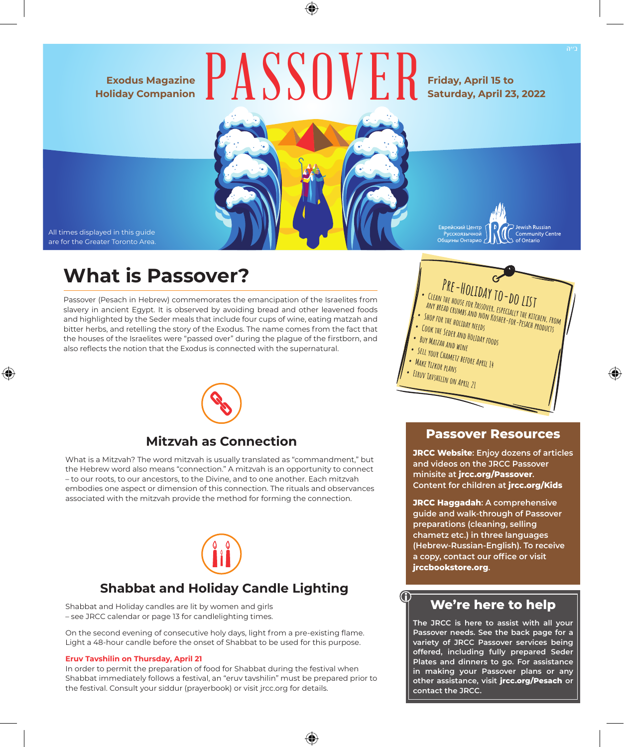ב״ה

Exodus Magazine Holiday Companion

# PASSOVER

Friday, April 15 to Saturday, April 23, 2022

All times displayed in this guide are for the Greater Toronto Area.

Еврейский Центр Русскоязычной Общины Онтарио — JRCC — Jewish Russian Community Centre of Ontario

## What is Passover?

Passover (Pesach in Hebrew) commemorates the emancipation of the Israelites from slavery in ancient Egypt. It is observed by avoiding bread and other leavened foods and highlighted by the Seder meals that include four cups of wine, eating matzah and bitter herbs, and retelling the story of the Exodus. The name comes from the fact that the houses of the Israelites were "passed over" during the plague of the firstborn, and also reflects the notion that the Exodus is connected with the supernatural.

### Pre-Holiday To-Do List

- Clean the house for Passover, especially the kitchen, from any bread crumbs and non kosher-for-Pesach products
- Shop for the holiday needs
- Cook the Seder and holiday foods
- Buy matzah and wine
- Sell your chametz before April 14
- Make Yizkor plans
- Eruv Tavshilin on April 21

### Mitzvah as Connection

What is a Mitzvah? The word mitzvah is usually translated as "commandment," but the Hebrew word also means "connection." A mitzvah is an opportunity to connect – to our roots, to our ancestors, to the Divine, and to one another. Each mitzvah embodies one aspect or dimension of this connection. The rituals and observances associated with the mitzvah provide the method for forming the connection.

### Shabbat and Holiday Candle Lighting

Shabbat and Holiday candles are lit by women and girls – see JRCC calendar or page 13 for candlelighting times.

On the second evening of consecutive holy days, light from a pre-existing flame. Light a 48-hour candle before the onset of Shabbat to be used for this purpose.

**Eruv Tavshilin on Thursday, April 21**

In order to permit the preparation of food for Shabbat during the festival when Shabbat immediately follows a festival, an "eruv tavshilin" must be prepared prior to the festival. Consult your siddur (prayerbook) or visit jrcc.org for details.

### Passover Resources

**JRCC Website**: Enjoy dozens of articles and videos on the JRCC Passover minisite at **jrcc.org/Passover**. Content for children at **jrcc.org/Kids**

**JRCC Haggadah**: A comprehensive guide and walk-through of Passover preparations (cleaning, selling chametz etc.) in three languages (Hebrew-Russian-English). To receive a copy, contact our office or visit **jrccbookstore.org**.

### We're here to help

The JRCC is here to assist with all your Passover needs. See the back page for a variety of JRCC Passover services being offered, including fully prepared Seder Plates and dinners to go. For assistance in making your Passover plans or any other assistance, visit **jrcc.org/Pesach** or contact the JRCC.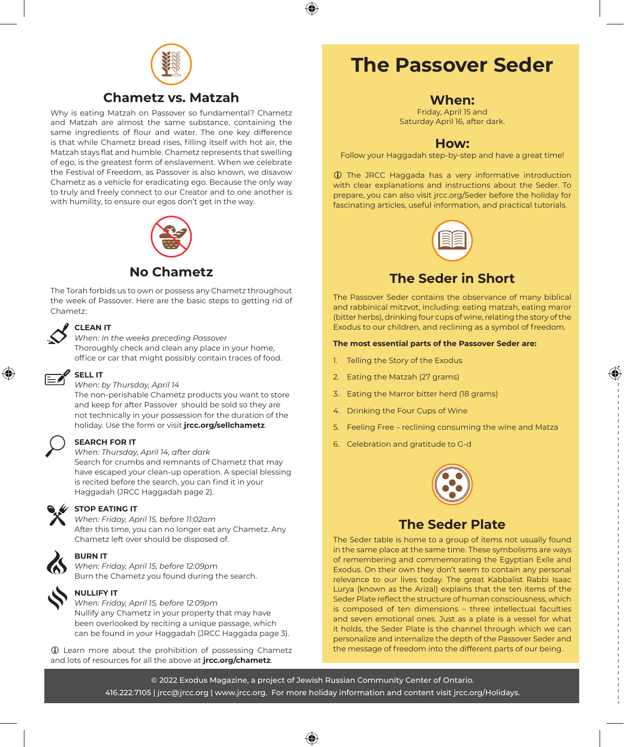## Chametz vs. Matzah

Why is eating Matzah on Passover so fundamental? Chametz and Matzah are almost the same substance, containing the same ingredients of flour and water. The one key difference is that while Chametz bread rises, filling itself with hot air, the Matzah stays flat and humble. Chametz represents that swelling of ego, is the greatest form of enslavement. When we celebrate the Festival of Freedom, as Passover is also known, we disavow Chametz as a vehicle for eradicating ego. Because the only way to truly and freely connect to our Creator and to one another is with humility, to ensure our egos don't get in the way.

## No Chametz

The Torah forbids us to own or possess any Chametz throughout the week of Passover. Here are the basic steps to getting rid of Chametz:

**CLEAN IT**
*When: In the weeks preceding Passover*
Thoroughly check and clean any place in your home, office or car that might possibly contain traces of food.

**SELL IT**
*When: by Thursday, April 14*
The non-perishable Chametz products you want to store and keep for after Passover should be sold so they are not technically in your possession for the duration of the holiday. Use the form or visit **jrcc.org/sellchametz**.

**SEARCH FOR IT**
*When: Thursday, April 14, after dark*
Search for crumbs and remnants of Chametz that may have escaped your clean-up operation. A special blessing is recited before the search, you can find it in your Haggadah (JRCC Haggadah page 2).

**STOP EATING IT**
*When: Friday, April 15, before 11:02am*
After this time, you can no longer eat any Chametz. Any Chametz left over should be disposed of.

**BURN IT**
*When: Friday, April 15, before 12:09pm*
Burn the Chametz you found during the search.

**NULLIFY IT**
*When: Friday, April 15, before 12:09pm*
Nullify any Chametz in your property that may have been overlooked by reciting a unique passage, which can be found in your Haggadah (JRCC Haggada page 3).

ⓘ Learn more about the prohibition of possessing Chametz and lots of resources for all the above at **jrcc.org/chametz**.

# The Passover Seder

## When:

Friday, April 15 and
Saturday April 16, after dark.

## How:

Follow your Haggadah step-by-step and have a great time!

ⓘ The JRCC Haggada has a very informative introduction with clear explanations and instructions about the Seder. To prepare, you can also visit jrcc.org/Seder before the holiday for fascinating articles, useful information, and practical tutorials.

## The Seder in Short

The Passover Seder contains the observance of many biblical and rabbinical mitzvot, including: eating matzah, eating maror (bitter herbs), drinking four cups of wine, relating the story of the Exodus to our children, and reclining as a symbol of freedom.

**The most essential parts of the Passover Seder are:**

1. Telling the Story of the Exodus
2. Eating the Matzah (27 grams)
3. Eating the Marror bitter herd (18 grams)
4. Drinking the Four Cups of Wine
5. Feeling Free – reclining consuming the wine and Matza
6. Celebration and gratitude to G-d

## The Seder Plate

The Seder table is home to a group of items not usually found in the same place at the same time. These symbolisms are ways of remembering and commemorating the Egyptian Exile and Exodus. On their own they don't seem to contain any personal relevance to our lives today. The great Kabbalist Rabbi Isaac Lurya (known as the Arizal) explains that the ten items of the Seder Plate reflect the structure of human consciousness, which is composed of ten dimensions – three intellectual faculties and seven emotional ones. Just as a plate is a vessel for what it holds, the Seder Plate is the channel through which we can personalize and internalize the depth of the Passover Seder and the message of freedom into the different parts of our being.

© 2022 Exodus Magazine, a project of Jewish Russian Community Center of Ontario.
416.222.7105 | jrcc@jrcc.org | www.jrcc.org. For more holiday information and content visit jrcc.org/Holidays.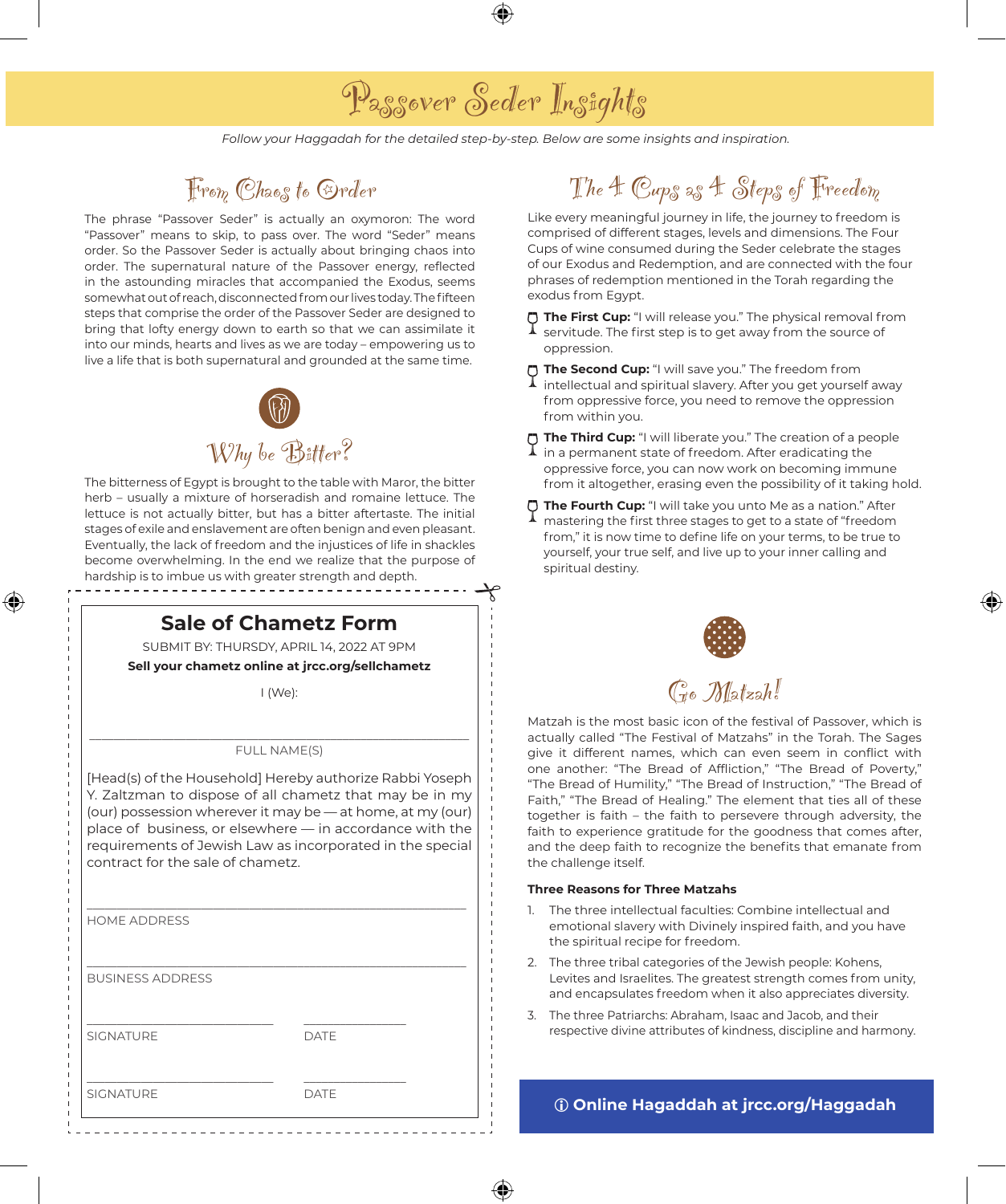# Passover Seder Insights

*Follow your Haggadah for the detailed step-by-step. Below are some insights and inspiration.*

## From Chaos to Order

The phrase "Passover Seder" is actually an oxymoron: The word "Passover" means to skip, to pass over. The word "Seder" means order. So the Passover Seder is actually about bringing chaos into order. The supernatural nature of the Passover energy, reflected in the astounding miracles that accompanied the Exodus, seems somewhat out of reach, disconnected from our lives today. The fifteen steps that comprise the order of the Passover Seder are designed to bring that lofty energy down to earth so that we can assimilate it into our minds, hearts and lives as we are today – empowering us to live a life that is both supernatural and grounded at the same time.

## Why be Bitter?

The bitterness of Egypt is brought to the table with Maror, the bitter herb – usually a mixture of horseradish and romaine lettuce. The lettuce is not actually bitter, but has a bitter aftertaste. The initial stages of exile and enslavement are often benign and even pleasant. Eventually, the lack of freedom and the injustices of life in shackles become overwhelming. In the end we realize that the purpose of hardship is to imbue us with greater strength and depth.

## Sale of Chametz Form

SUBMIT BY: THURSDY, APRIL 14, 2022 AT 9PM

**Sell your chametz online at jrcc.org/sellchametz**

I (We):

\_\_\_\_\_\_\_\_\_\_\_\_\_\_\_\_\_\_\_\_\_\_\_\_\_\_\_\_\_\_\_\_\_\_\_\_\_\_\_\_
FULL NAME(S)

[Head(s) of the Household] Hereby authorize Rabbi Yoseph Y. Zaltzman to dispose of all chametz that may be in my (our) possession wherever it may be — at home, at my (our) place of business, or elsewhere — in accordance with the requirements of Jewish Law as incorporated in the special contract for the sale of chametz.

\_\_\_\_\_\_\_\_\_\_\_\_\_\_\_\_\_\_\_\_\_\_\_\_\_\_\_\_\_\_\_\_\_\_\_\_\_\_\_\_
HOME ADDRESS

\_\_\_\_\_\_\_\_\_\_\_\_\_\_\_\_\_\_\_\_\_\_\_\_\_\_\_\_\_\_\_\_\_\_\_\_\_\_\_\_
BUSINESS ADDRESS

\_\_\_\_\_\_\_\_\_\_\_\_\_\_\_\_\_\_\_\_ \_\_\_\_\_\_\_\_\_\_
SIGNATURE DATE

\_\_\_\_\_\_\_\_\_\_\_\_\_\_\_\_\_\_\_\_ \_\_\_\_\_\_\_\_\_\_
SIGNATURE DATE

## The 4 Cups as 4 Steps of Freedom

Like every meaningful journey in life, the journey to freedom is comprised of different stages, levels and dimensions. The Four Cups of wine consumed during the Seder celebrate the stages of our Exodus and Redemption, and are connected with the four phrases of redemption mentioned in the Torah regarding the exodus from Egypt.

- **The First Cup:** "I will release you." The physical removal from servitude. The first step is to get away from the source of oppression.
- **The Second Cup:** "I will save you." The freedom from intellectual and spiritual slavery. After you get yourself away from oppressive force, you need to remove the oppression from within you.
- **The Third Cup:** "I will liberate you." The creation of a people in a permanent state of freedom. After eradicating the oppressive force, you can now work on becoming immune from it altogether, erasing even the possibility of it taking hold.
- **The Fourth Cup:** "I will take you unto Me as a nation." After mastering the first three stages to get to a state of "freedom from," it is now time to define life on your terms, to be true to yourself, your true self, and live up to your inner calling and spiritual destiny.

## Go Matzah!

Matzah is the most basic icon of the festival of Passover, which is actually called "The Festival of Matzahs" in the Torah. The Sages give it different names, which can even seem in conflict with one another: "The Bread of Affliction," "The Bread of Poverty," "The Bread of Humility," "The Bread of Instruction," "The Bread of Faith," "The Bread of Healing." The element that ties all of these together is faith – the faith to persevere through adversity, the faith to experience gratitude for the goodness that comes after, and the deep faith to recognize the benefits that emanate from the challenge itself.

**Three Reasons for Three Matzahs**

1. The three intellectual faculties: Combine intellectual and emotional slavery with Divinely inspired faith, and you have the spiritual recipe for freedom.
2. The three tribal categories of the Jewish people: Kohens, Levites and Israelites. The greatest strength comes from unity, and encapsulates freedom when it also appreciates diversity.
3. The three Patriarchs: Abraham, Isaac and Jacob, and their respective divine attributes of kindness, discipline and harmony.

**ⓘ Online Hagaddah at jrcc.org/Hagaddah**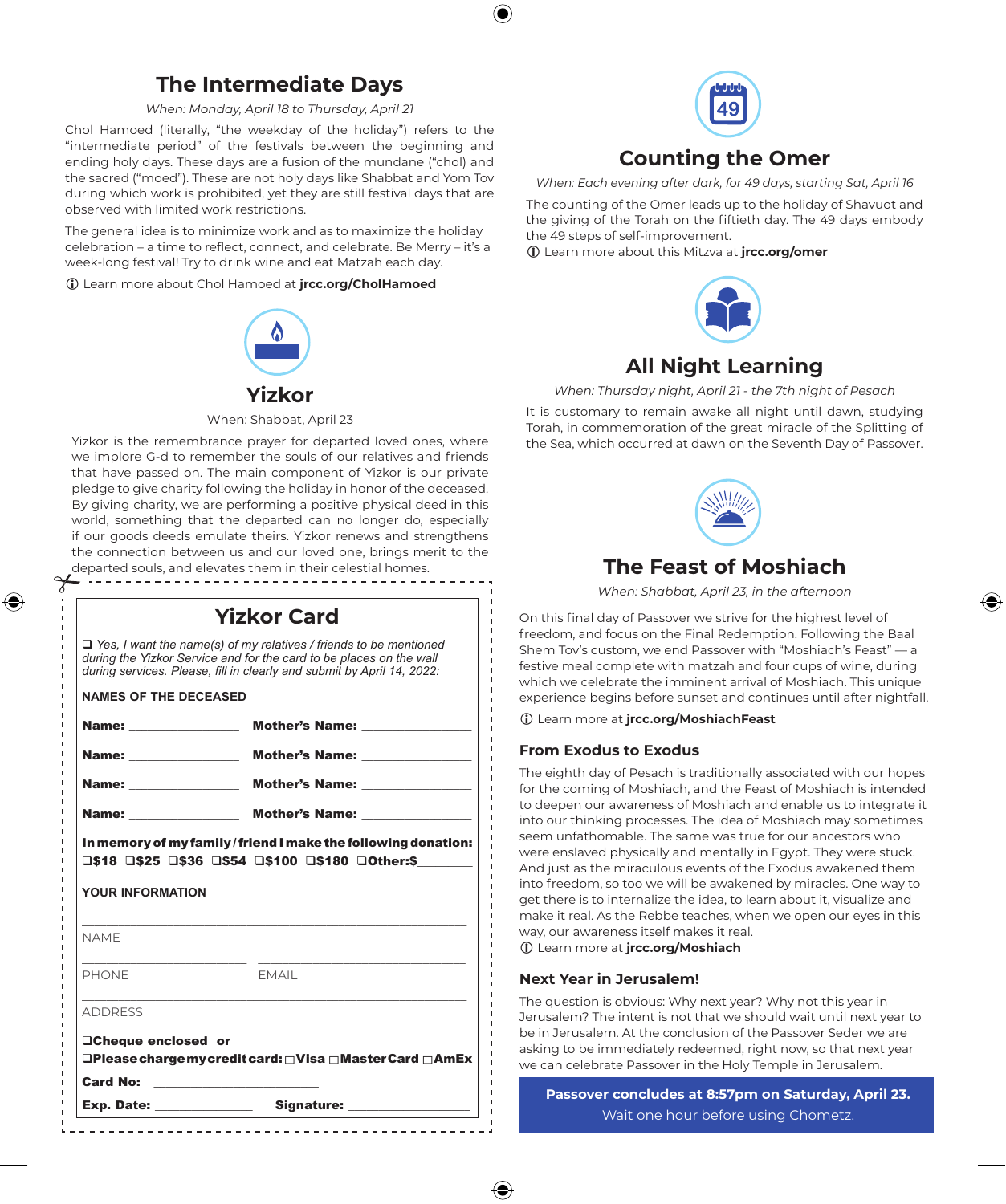## The Intermediate Days

*When: Monday, April 18 to Thursday, April 21*

Chol Hamoed (literally, "the weekday of the holiday") refers to the "intermediate period" of the festivals between the beginning and ending holy days. These days are a fusion of the mundane ("chol) and the sacred ("moed"). These are not holy days like Shabbat and Yom Tov during which work is prohibited, yet they are still festival days that are observed with limited work restrictions.

The general idea is to minimize work and as to maximize the holiday celebration – a time to reflect, connect, and celebrate. Be Merry – it's a week-long festival! Try to drink wine and eat Matzah each day.

ⓘ Learn more about Chol Hamoed at **jrcc.org/CholHamoed**

## Yizkor

When: Shabbat, April 23

Yizkor is the remembrance prayer for departed loved ones, where we implore G-d to remember the souls of our relatives and friends that have passed on. The main component of Yizkor is our private pledge to give charity following the holiday in honor of the deceased. By giving charity, we are performing a positive physical deed in this world, something that the departed can no longer do, especially if our goods deeds emulate theirs. Yizkor renews and strengthens the connection between us and our loved one, brings merit to the departed souls, and elevates them in their celestial homes.

### Yizkor Card

❑ *Yes, I want the name(s) of my relatives / friends to be mentioned during the Yizkor Service and for the card to be places on the wall during services. Please, fill in clearly and submit by April 14, 2022:*

**NAMES OF THE DECEASED**

**Name:** ________________ **Mother's Name:** ________________

**Name:** ________________ **Mother's Name:** ________________

**Name:** ________________ **Mother's Name:** ________________

**Name:** ________________ **Mother's Name:** ________________

**In memory of my family / friend I make the following donation:**
**❑$18 ❑$25 ❑$36 ❑$54 ❑$100 ❑$180 ❑Other:$**________

**YOUR INFORMATION**

________________________________________
NAME

____________________ ____________________
PHONE EMAIL

________________________________________
ADDRESS

**❑Cheque enclosed or**
**❑Please charge my credit card: ❑Visa ❑MasterCard ❑AmEx**

**Card No:** ________________________

**Exp. Date:** ______________ **Signature:** ________________

## Counting the Omer

*When: Each evening after dark, for 49 days, starting Sat, April 16*

The counting of the Omer leads up to the holiday of Shavuot and the giving of the Torah on the fiftieth day. The 49 days embody the 49 steps of self-improvement.

ⓘ Learn more about this Mitzva at **jrcc.org/omer**

## All Night Learning

*When: Thursday night, April 21 - the 7th night of Pesach*

It is customary to remain awake all night until dawn, studying Torah, in commemoration of the great miracle of the Splitting of the Sea, which occurred at dawn on the Seventh Day of Passover.

## The Feast of Moshiach

*When: Shabbat, April 23, in the afternoon*

On this final day of Passover we strive for the highest level of freedom, and focus on the Final Redemption. Following the Baal Shem Tov's custom, we end Passover with "Moshiach's Feast" — a festive meal complete with matzah and four cups of wine, during which we celebrate the imminent arrival of Moshiach. This unique experience begins before sunset and continues until after nightfall.

ⓘ Learn more at **jrcc.org/MoshiachFeast**

### From Exodus to Exodus

The eighth day of Pesach is traditionally associated with our hopes for the coming of Moshiach, and the Feast of Moshiach is intended to deepen our awareness of Moshiach and enable us to integrate it into our thinking processes. The idea of Moshiach may sometimes seem unfathomable. The same was true for our ancestors who were enslaved physically and mentally in Egypt. They were stuck. And just as the miraculous events of the Exodus awakened them into freedom, so too we will be awakened by miracles. One way to get there is to internalize the idea, to learn about it, visualize and make it real. As the Rebbe teaches, when we open our eyes in this way, our awareness itself makes it real.

ⓘ Learn more at **jrcc.org/Moshiach**

### Next Year in Jerusalem!

The question is obvious: Why next year? Why not this year in Jerusalem? The intent is not that we should wait until next year to be in Jerusalem. At the conclusion of the Passover Seder we are asking to be immediately redeemed, right now, so that next year we can celebrate Passover in the Holy Temple in Jerusalem.

**Passover concludes at 8:57pm on Saturday, April 23.**
Wait one hour before using Chometz.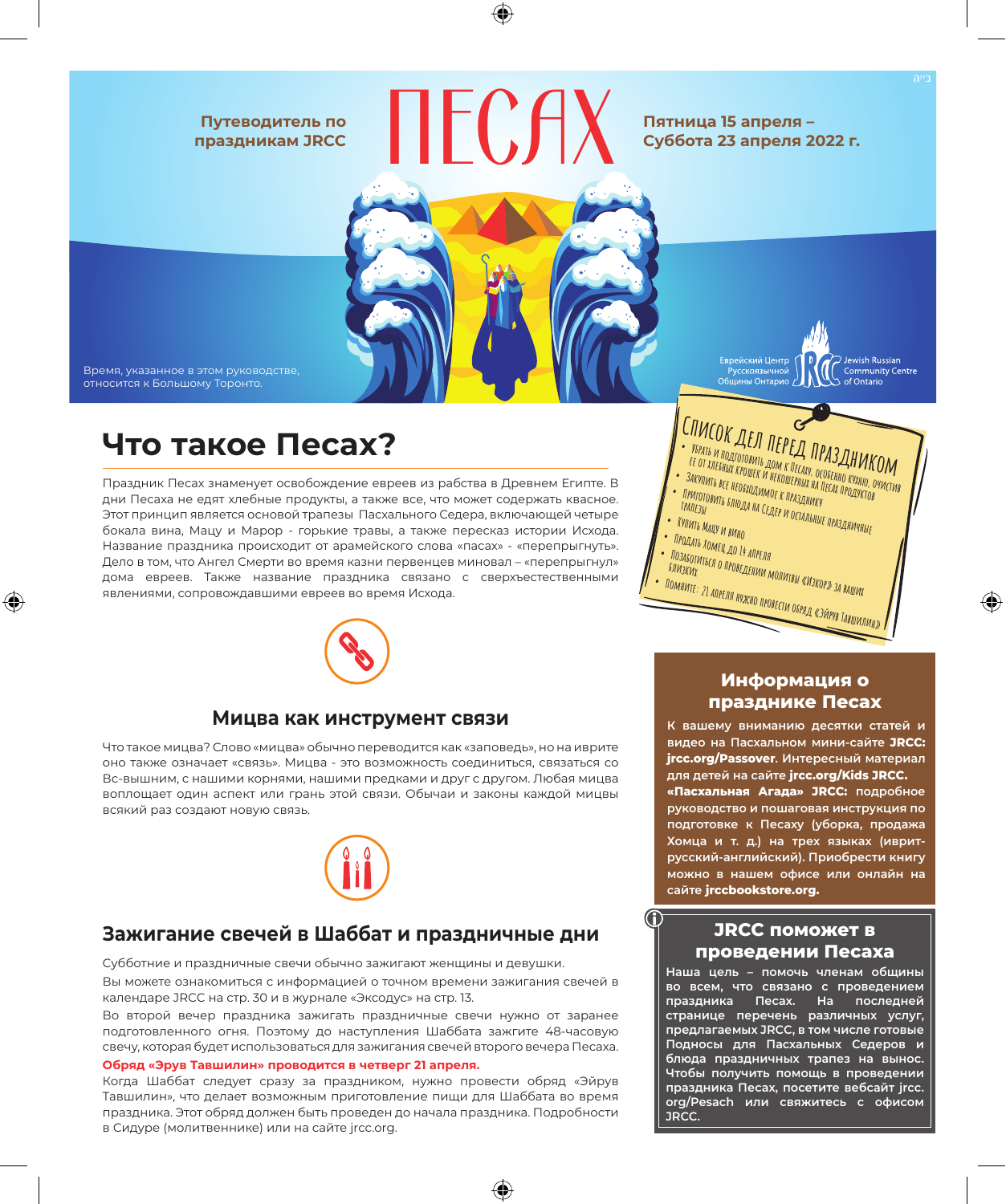בס״ד

Путеводитель по праздникам JRCC

# ПЕСАХ

Пятница 15 апреля – Суббота 23 апреля 2022 г.

Время, указанное в этом руководстве, относится к Большому Торонто.

Еврейский Центр Русскоязычной Общины Онтарио — JRCC — Jewish Russian Community Centre of Ontario

## Что такое Песах?

Праздник Песах знаменует освобождение евреев из рабства в Древнем Египте. В дни Песаха не едят хлебные продукты, а также все, что может содержать квасное. Этот принцип является основой трапезы Пасхального Седера, включающей четыре бокала вина, Мацу и Марор - горькие травы, а также пересказ истории Исхода. Название праздника происходит от арамейского слова «пасах» - «перепрыгнуть». Дело в том, что Ангел Смерти во время казни первенцев миновал – «перепрыгнул» дома евреев. Также название праздника связано с сверхъестественными явлениями, сопровождавшими евреев во время Исхода.

### Мицва как инструмент связи

Что такое мицва? Слово «мицва» обычно переводится как «заповедь», но на иврите оно также означает «связь». Мицва - это возможность соединиться, связаться со Вс-вышним, с нашими корнями, нашими предками и друг с другом. Любая мицва воплощает один аспект или грань этой связи. Обычаи и законы каждой мицвы всякий раз создают новую связь.

### Зажигание свечей в Шаббат и праздничные дни

Субботние и праздничные свечи обычно зажигают женщины и девушки.

Вы можете ознакомиться с информацией о точном времени зажигания свечей в календаре JRCC на стр. 30 и в журнале «Эксодус» на стр. 13.

Во второй вечер праздника зажигать праздничные свечи нужно от заранее подготовленного огня. Поэтому до наступления Шаббата зажгите 48-часовую свечу, которая будет использоваться для зажигания свечей второго вечера Песаха.

**Обряд «Эрув Тавшилин» проводится в четверг 21 апреля.**

Когда Шаббат следует сразу за праздником, нужно провести обряд «Эйрув Тавшилин», что делает возможным приготовление пищи для Шаббата во время праздника. Этот обряд должен быть проведен до начала праздника. Подробности в Сидуре (молитвеннике) или на сайте jrcc.org.

### Список дел перед праздником

- Убрать и подготовить дом к Песаху, особенно кухню, очистив ее от хлебных крошек и некошерных на Песах продуктов
- Закупить все необходимое к празднику
- Приготовить блюда на Седер и остальные праздничные трапезы
- Купить мацу и вино
- Продать хомец до 14 апреля
- Позаботиться о проведении молитвы «Изкор» за ваших близких
- Помните: 21 апреля нужно провести обряд «Эйрув Тавшилин»

### Информация о празднике Песах

К вашему вниманию десятки статей и видео на Пасхальном мини-сайте **JRCC: jrcc.org/Passover**. Интересный материал для детей на сайте **jrcc.org/Kids JRCC.** **«Пасхальная Агада» JRCC:** подробное руководство и пошаговая инструкция по подготовке к Песаху (уборка, продажа Хомца и т. д.) на трех языках (иврит-русский-английский). Приобрести книгу можно в нашем офисе или онлайн на сайте **jrccbookstore.org.**

### JRCC поможет в проведении Песаха

Наша цель – помочь членам общины во всем, что связано с проведением праздника Песах. На последней странице перечень различных услуг, предлагаемых JRCC, в том числе готовые Подносы для Пасхальных Седеров и блюда праздничных трапез на вынос. Чтобы получить помощь в проведении праздника Песах, посетите вебсайт jrcc.org/Pesach или свяжитесь с офисом JRCC.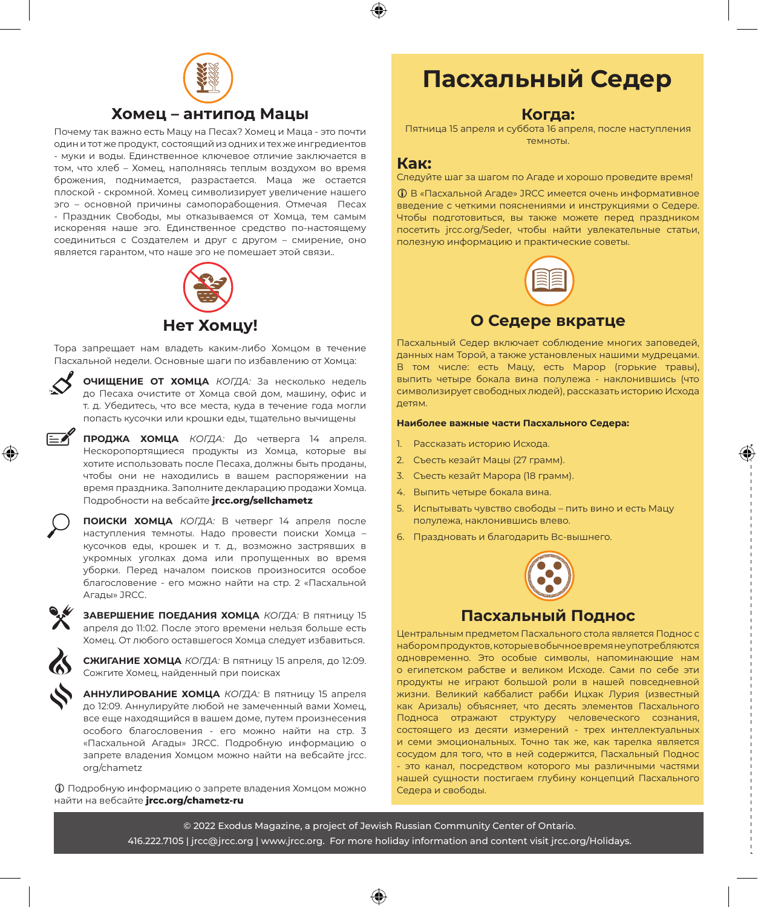## Хомец – антипод Мацы

Почему так важно есть Мацу на Песах? Хомец и Маца - это почти один и тот же продукт, состоящий из одних и тех же ингредиентов - муки и воды. Единственное ключевое отличие заключается в том, что хлеб – Хомец, наполняясь теплым воздухом во время брожения, поднимается, разрастается. Маца же остается плоской - скромной. Хомец символизирует увеличение нашего эго – основной причины самопорабощения. Отмечая Песах - Праздник Свободы, мы отказываемся от Хомца, тем самым искореняя наше эго. Единственное средство по-настоящему соединиться с Создателем и друг с другом – смирение, оно является гарантом, что наше эго не помешает этой связи..

## Нет Хомцу!

Тора запрещает нам владеть каким-либо Хомцом в течение Пасхальной недели. Основные шаги по избавлению от Хомца:

**ОЧИЩЕНИЕ ОТ ХОМЦА** *КОГДА:* За несколько недель до Песаха очистите от Хомца свой дом, машину, офис и т. д. Убедитесь, что все места, куда в течение года могли попасть кусочки или крошки еды, тщательно вычищены

**ПРОДЖА ХОМЦА** *КОГДА:* До четверга 14 апреля. Нескоропортящиеся продукты из Хомца, которые вы хотите использовать после Песаха, должны быть проданы, чтобы они не находились в вашем распоряжении на время праздника. Заполните декларацию продажи Хомца. Подробности на вебсайте **jrcc.org/sellchametz**

**ПОИСКИ ХОМЦА** *КОГДА:* В четверг 14 апреля после наступления темноты. Надо провести поиски Хомца – кусочков еды, крошек и т. д., возможно застрявших в укромных уголках дома или пропущенных во время уборки. Перед началом поисков произносится особое благословение - его можно найти на стр. 2 «Пасхальной Агады» JRCC.

**ЗАВЕРШЕНИЕ ПОЕДАНИЯ ХОМЦА** *КОГДА:* В пятницу 15 апреля до 11:02. После этого времени нельзя больше есть Хомец. От любого оставшегося Хомца следует избавиться.

**СЖИГАНИЕ ХОМЦА** *КОГДА:* В пятницу 15 апреля, до 12:09. Сожгите Хомец, найденный при поисках

**АННУЛИРОВАНИЕ ХОМЦА** *КОГДА:* В пятницу 15 апреля до 12:09. Аннулируйте любой не замеченный вами Хомец, все еще находящийся в вашем доме, путем произнесения особого благословения - его можно найти на стр. 3 «Пасхальной Агады» JRCC. Подробную информацию о запрете владения Хомцом можно найти на вебсайте jrcc.org/chametz

ⓘ Подробную информацию о запрете владения Хомцом можно найти на вебсайте **jrcc.org/chametz-ru**

# Пасхальный Седер

## Когда:

Пятница 15 апреля и суббота 16 апреля, после наступления темноты.

## Как:

Следуйте шаг за шагом по Агаде и хорошо проведите время!

ⓘ В «Пасхальной Агаде» JRCC имеется очень информативное введение с четкими пояснениями и инструкциями о Седере. Чтобы подготовиться, вы также можете перед праздником посетить jrcc.org/Seder, чтобы найти увлекательные статьи, полезную информацию и практические советы.

## О Седере вкратце

Пасхальный Седер включает соблюдение многих заповедей, данных нам Торой, а также установленых нашими мудрецами. В том числе: есть Мацу, есть Марор (горькие травы), выпить четыре бокала вина полулежа - наклонившись (что символизирует свободных людей), рассказать историю Исхода детям.

**Наиболее важные части Пасхального Седера:**

1. Рассказать историю Исхода.
2. Съесть кезайт Мацы (27 грамм).
3. Съесть кезайт Марора (18 грамм).
4. Выпить четыре бокала вина.
5. Испытывать чувство свободы – пить вино и есть Мацу полулежа, наклонившись влево.
6. Праздновать и благодарить Вс-вышнего.

## Пасхальный Поднос

Центральным предметом Пасхального стола является Поднос с набором продуктов, которые в обычное время не употребляются одновременно. Это особые символы, напоминающие нам о египетском рабстве и великом Исходе. Сами по себе эти продукты не играют большой роли в нашей повседневной жизни. Великий каббалист рабби Ицхак Лурия (известный как Аризаль) объясняет, что десять элементов Пасхального Подноса отражают структуру человеческого сознания, состоящего из десяти измерений - трех интеллектуальных и семи эмоциональных. Точно так же, как тарелка является сосудом для того, что в ней содержится, Пасхальный Поднос - это канал, посредством которого мы различными частями нашей сущности постигаем глубину концепций Пасхального Седера и свободы.

© 2022 Exodus Magazine, a project of Jewish Russian Community Center of Ontario.
416.222.7105 | jrcc@jrcc.org | www.jrcc.org. For more holiday information and content visit jrcc.org/Holidays.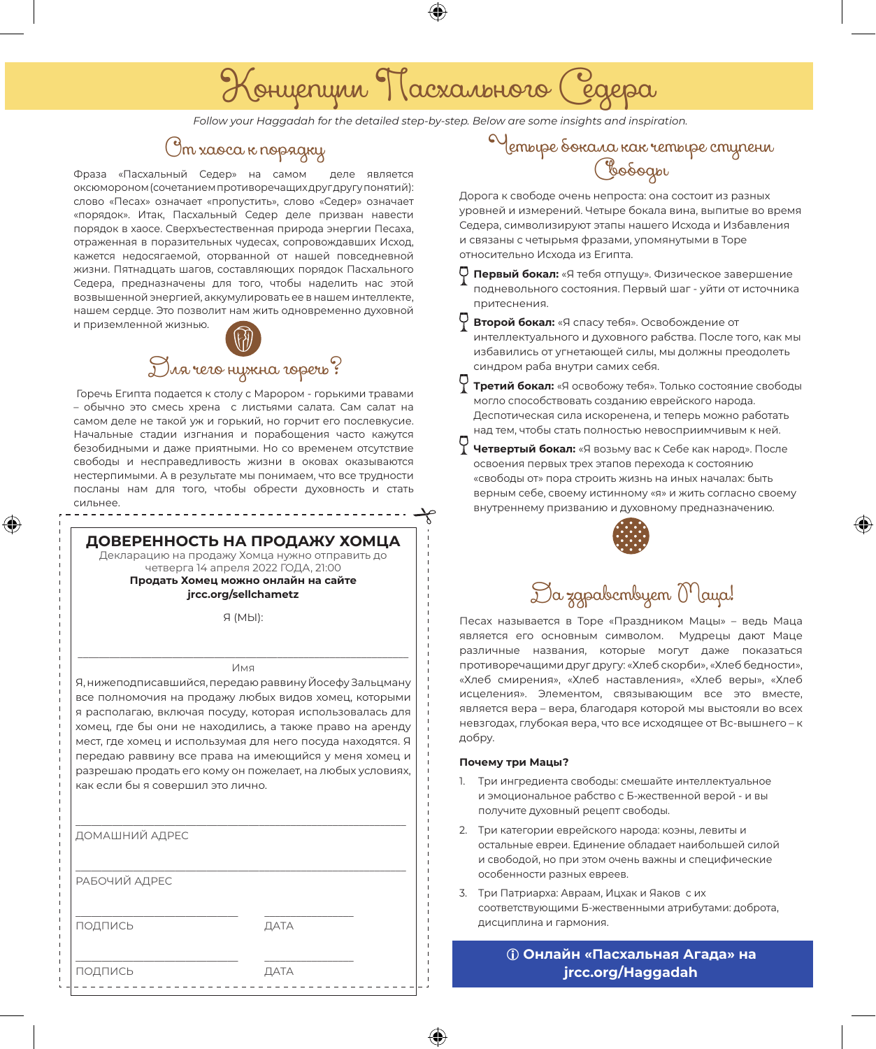# Концепции Пасхального Седера

*Follow your Haggadah for the detailed step-by-step. Below are some insights and inspiration.*

## От хаоса к порядку

Фраза «Пасхальный Седер» на самом деле является оксюмороном (сочетанием противоречащих друг другу понятий): слово «Песах» означает «пропустить», слово «Седер» означает «порядок». Итак, Пасхальный Седер деле призван навести порядок в хаосе. Сверхъестественная природа энергии Песаха, отраженная в поразительных чудесах, сопровождавших Исход, кажется недосягаемой, оторванной от нашей повседневной жизни. Пятнадцать шагов, составляющих порядок Пасхального Седера, предназначены для того, чтобы наделить нас этой возвышенной энергией, аккумулировать ее в нашем интеллекте, нашем сердце. Это позволит нам жить одновременно духовной и приземленной жизнью.

## Для чего нужна горечь?

Горечь Египта подается к столу с Марором - горькими травами – обычно это смесь хрена с листьями салата. Сам салат на самом деле не такой уж и горький, но горчит его послевкусие. Начальные стадии изгнания и порабощения часто кажутся безобидными и даже приятными. Но со временем отсутствие свободы и несправедливость жизни в оковах оказываются нестерпимыми. А в результате мы понимаем, что все трудности посланы нам для того, чтобы обрести духовность и стать сильнее.

---

## ДОВЕРЕННОСТЬ НА ПРОДАЖУ ХОМЦА

Декларацию на продажу Хомца нужно отправить до четверга 14 апреля 2022 ГОДА, 21:00

**Продать Хомец можно онлайн на сайте jrcc.org/sellchametz**

Я (МЫ):

\_\_\_\_\_\_\_\_\_\_\_\_\_\_\_\_\_\_\_\_\_\_\_\_\_\_\_\_\_\_\_\_\_\_\_\_\_\_\_\_

Имя

Я, нижеподписавшийся, передаю раввину Йосефу Зальцману все полномочия на продажу любых видов хомец, которыми я располагаю, включая посуду, которая использовалась для хомец, где бы они не находились, а также право на аренду мест, где хомец и используемая для него посуда находятся. Я передаю раввину все права на имеющийся у меня хомец и разрешаю продать его кому он пожелает, на любых условиях, как если бы я совершил это лично.

\_\_\_\_\_\_\_\_\_\_\_\_\_\_\_\_\_\_\_\_\_\_\_\_\_\_\_\_\_\_\_\_\_\_\_\_\_\_\_\_

ДОМАШНИЙ АДРЕС

\_\_\_\_\_\_\_\_\_\_\_\_\_\_\_\_\_\_\_\_\_\_\_\_\_\_\_\_\_\_\_\_\_\_\_\_\_\_\_\_

РАБОЧИЙ АДРЕС

\_\_\_\_\_\_\_\_\_\_\_\_\_\_\_\_\_\_\_\_ \_\_\_\_\_\_\_\_\_\_\_\_

ПОДПИСЬ ДАТА

\_\_\_\_\_\_\_\_\_\_\_\_\_\_\_\_\_\_\_\_ \_\_\_\_\_\_\_\_\_\_\_\_

ПОДПИСЬ ДАТА

---

## Четыре бокала как четыре ступени Свободы

Дорога к свободе очень непроста: она состоит из разных уровней и измерений. Четыре бокала вина, выпитые во время Седера, символизируют этапы нашего Исхода и Избавления и связаны с четырьмя фразами, упомянутыми в Торе относительно Исхода из Египта.

- **Первый бокал:** «Я тебя отпущу». Физическое завершение подневольного состояния. Первый шаг - уйти от источника притеснения.
- **Второй бокал:** «Я спасу тебя». Освобождение от интеллектуального и духовного рабства. После того, как мы избавились от угнетающей силы, мы должны преодолеть синдром раба внутри самих себя.
- **Третий бокал:** «Я освобожу тебя». Только состояние свободы могло способствовать созданию еврейского народа. Деспотическая сила искоренена, и теперь можно работать над тем, чтобы стать полностью невосприимчивым к ней.
- **Четвертый бокал:** «Я возьму вас к Себе как народ». После освоения первых трех этапов перехода к состоянию «свободы от» пора строить жизнь на иных началах: быть верным себе, своему истинному «я» и жить согласно своему внутреннему призванию и духовному предназначению.

## Да здравствует Маца!

Песах называется в Торе «Праздником Мацы» – ведь Маца является его основным символом. Мудрецы дают Маце различные названия, которые могут даже показаться противоречащими друг другу: «Хлеб скорби», «Хлеб бедности», «Хлеб смирения», «Хлеб наставления», «Хлеб веры», «Хлеб исцеления». Элементом, связывающим все это вместе, является вера – вера, благодаря которой мы выстояли во всех невзгодах, глубокая вера, что все исходящее от Вс-вышнего – к добру.

**Почему три Мацы?**

1. Три ингредиента свободы: смешайте интеллектуальное и эмоциональное рабство с Б-жественной верой - и вы получите духовный рецепт свободы.
2. Три категории еврейского народа: коэны, левиты и остальные евреи. Единение обладает наибольшей силой и свободой, но при этом очень важны и специфические особенности разных евреев.
3. Три Патриарха: Авраам, Ицхак и Яаков с их соответствующими Б-жественными атрибутами: доброта, дисциплина и гармония.

**ⓘ Онлайн «Пасхальная Агада» на jrcc.org/Haggadah**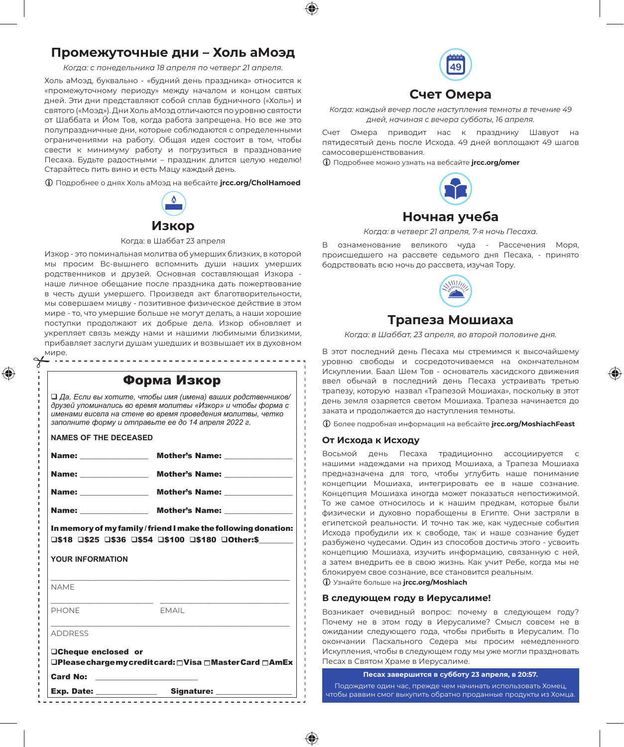## Промежуточные дни – Холь аМоэд

*Когда: с понедельника 18 апреля по четверг 21 апреля.*

Холь аМоэд, буквально - «будний день праздника» относится к «промежуточному периоду» между началом и концом святых дней. Эти дни представляют собой сплав будничного («Холь») и святого («Моэд»). Дни Холь аМоэд отличаются по уровню святости от Шаббата и Йом Тов, когда работа запрещена. Но все же это полупраздничные дни, которые соблюдаются с определенными ограничениями на работу. Общая идея состоит в том, чтобы свести к минимуму работу и погрузиться в празднование Песаха. Будьте радостными – праздник длится целую неделю! Старайтесь пить вино и есть Мацу каждый день.

ⓘ Подробнее о днях Холь аМоэд на вебсайте **jrcc.org/CholHamoed**

## Изкор

Когда: в Шаббат 23 апреля

Изкор - это поминальная молитва об умерших близких, в которой мы просим Вс-вышнего вспомнить души наших умерших родственников и друзей. Основная составляющая Изкора - наше личное обещание после праздника дать пожертвование в честь души умершего. Произведя акт благотворительности, мы совершаем мицву - позитивное физическое действие в этом мире - то, что умершие больше не могут делать, а наши хорошие поступки продолжают их добрые дела. Изкор обновляет и укрепляет связь между нами и нашими любимыми близкими, прибавляет заслуги душам ушедших и возвышает их в духовном мире.

### Форма Изкор

❑ *Да, Если вы хотите, чтобы имя (имена) ваших родственников/друзей упоминались во время молитвы «Изкор» и чтобы форма с именами висела на стене во время проведения молитвы, четко заполните форму и отправьте ее до 14 апреля 2022 г.*

**NAMES OF THE DECEASED**

**Name:** ______________ **Mother's Name:** ______________

**Name:** ______________ **Mother's Name:** ______________

**Name:** ______________ **Mother's Name:** ______________

**Name:** ______________ **Mother's Name:** ______________

**In memory of my family / friend I make the following donation:**
**❑$18 ❑$25 ❑$36 ❑$54 ❑$100 ❑$180 ❑Other:$________**

**YOUR INFORMATION**

______________________________
NAME

______________ ______________
PHONE EMAIL

______________________________
ADDRESS

**❑Cheque enclosed or**
**❑Please charge my credit card: ❑Visa ❑MasterCard ❑AmEx**

**Card No:** ______________

**Exp. Date:** ______________ **Signature:** ______________

## Счет Омера

*Когда: каждый вечер после наступления темноты в течение 49 дней, начиная с вечера субботы, 16 апреля.*

Счет Омера приводит нас к празднику Шавуот на пятидесятый день после Исхода. 49 дней воплощают 49 шагов самосовершенствования.

ⓘ Подробнее можно узнать на вебсайте **jrcc.org/omer**

## Ночная учеба

*Когда: в четверг 21 апреля, 7-я ночь Песаха.*

В ознаменование великого чуда - Рассечения Моря, происшедшего на рассвете седьмого дня Песаха, - принято бодрствовать всю ночь до рассвета, изучая Тору.

## Трапеза Мошиаха

*Когда: в Шаббат, 23 апреля, во второй половине дня.*

В этот последний день Песаха мы стремимся к высочайшему уровню свободы и сосредоточиваемся на окончательном Искуплении. Баал Шем Тов - основатель хасидского движения ввел обычай в последний день Песаха устраивать третью трапезу, которую назвал «Трапезой Мошиаха», поскольку в этот день земля озаряется светом Мошиаха. Трапеза начинается до заката и продолжается до наступления темноты.

ⓘ Более подробная информация на вебсайте **jrcc.org/MoshiachFeast**

### От Исхода к Исходу

Восьмой день Песаха традиционно ассоциируется с нашими надеждами на приход Мошиаха, а Трапеза Мошиаха предназначена для того, чтобы углубить наше понимание концепции Мошиаха, интегрировать ее в наше сознание. Концепция Мошиаха иногда может показаться непостижимой. То же самое относилось и к нашим предкам, которые были физически и духовно порабощены в Египте. Они застряли в египетской реальности. И точно так же, как чудесные события Исхода пробудили их к свободе, так и наше сознание будет разбужено чудесами. Один из способов достичь этого - усвоить концепцию Мошиаха, изучить информацию, связанную с ней, а затем внедрить ее в свою жизнь. Как учит Ребе, когда мы не блокируем свое сознание, все становится реальным.

ⓘ Узнайте больше на **jrcc.org/Moshiach**

### В следующем году в Иерусалиме!

Возникает очевидный вопрос: почему в следующем году? Почему не в этом году в Иерусалим? Смысл совсем не в ожидании следующего года, чтобы прибыть в Иерусалим. По окончании Пасхального Седера мы просим немедленного Искупления, чтобы в следующем году мы уже могли праздновать Песах в Святом Храме в Иерусалиме.

**Песах завершится в субботу 23 апреля, в 20:57.**

Подождите один час, прежде чем начинать использовать Хомец, чтобы раввин смог выкупить обратно проданные продукты из Хомца.